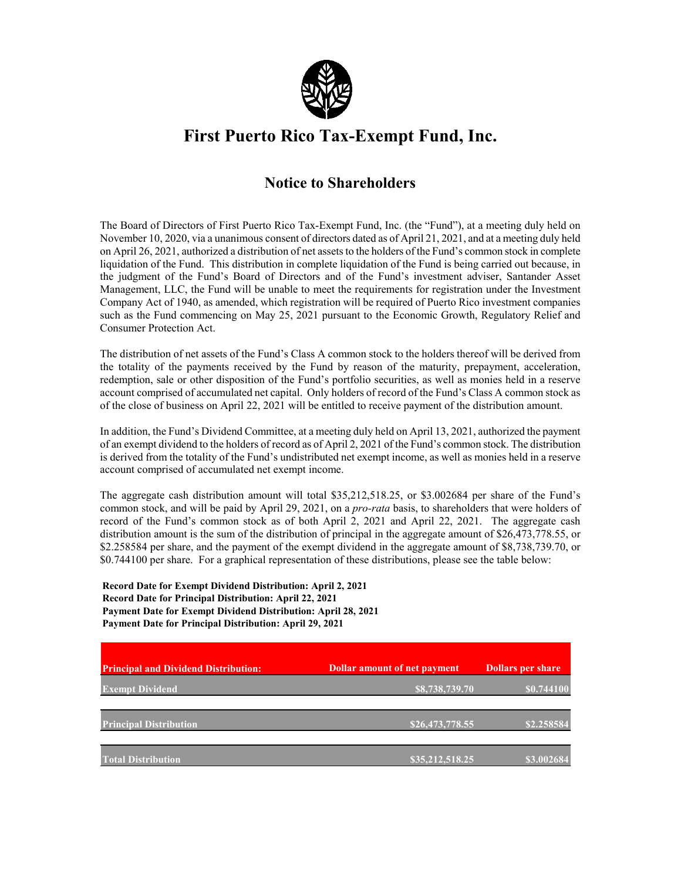# First Puerto Rico Tax-Exempt Fund, Inc.

## Notice to Shareholders

The Board of Directors of First Puerto Rico Tax-Exempt Fund, Inc. (the "Fund"), at a meeting duly held on November 10, 2020, via a unanimous consent of directors dated as of April 21, 2021, and at a meeting duly held on April 26, 2021, authorized a distribution of net assets to the holders of the Fund's common stock in complete liquidation of the Fund. This distribution in complete liquidation of the Fund is being carried out because, in the judgment of the Fund's Board of Directors and of the Fund's investment adviser, Santander Asset Management, LLC, the Fund will be unable to meet the requirements for registration under the Investment Company Act of 1940, as amended, which registration will be required of Puerto Rico investment companies such as the Fund commencing on May 25, 2021 pursuant to the Economic Growth, Regulatory Relief and Consumer Protection Act.

The distribution of net assets of the Fund's Class A common stock to the holders thereof will be derived from the totality of the payments received by the Fund by reason of the maturity, prepayment, acceleration, redemption, sale or other disposition of the Fund's portfolio securities, as well as monies held in a reserve account comprised of accumulated net capital. Only holders of record of the Fund's Class A common stock as of the close of business on April 22, 2021 will be entitled to receive payment of the distribution amount.

In addition, the Fund's Dividend Committee, at a meeting duly held on April 13, 2021, authorized the payment of an exempt dividend to the holders of record as of April 2, 2021 of the Fund's common stock. The distribution is derived from the totality of the Fund's undistributed net exempt income, as well as monies held in a reserve account comprised of accumulated net exempt income.

The aggregate cash distribution amount will total $35,212,518.25, or $3.002684 per share of the Fund's common stock, and will be paid by April 29, 2021, on a *pro-rata* basis, to shareholders that were holders of record of the Fund's common stock as of both April 2, 2021 and April 22, 2021. The aggregate cash distribution amount is the sum of the distribution of principal in the aggregate amount of $26,473,778.55, or $2.258584 per share, and the payment of the exempt dividend in the aggregate amount of $8,738,739.70, or $0.744100 per share. For a graphical representation of these distributions, please see the table below:

**Record Date for Exempt Dividend Distribution: April 2, 2021**
**Record Date for Principal Distribution: April 22, 2021**
**Payment Date for Exempt Dividend Distribution: April 28, 2021**
**Payment Date for Principal Distribution: April 29, 2021**

| Principal and Dividend Distribution: | Dollar amount of net payment | Dollars per share |
|---|---|---|
| Exempt Dividend | $8,738,739.70 | $0.744100 |
| Principal Distribution | $26,473,778.55 | $2.258584 |
| Total Distribution | $35,212,518.25 | $3.002684 |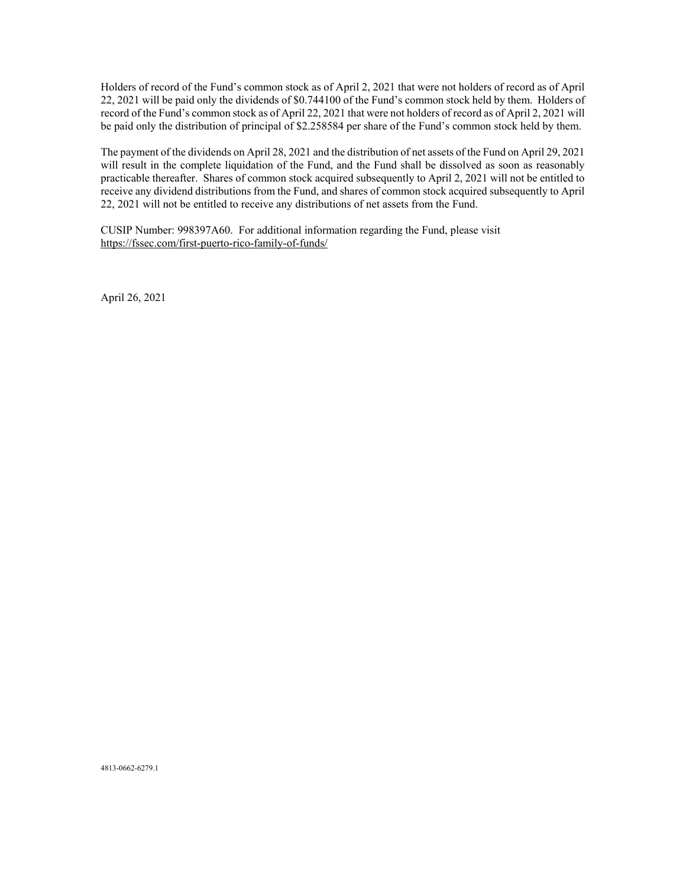Holders of record of the Fund's common stock as of April 2, 2021 that were not holders of record as of April 22, 2021 will be paid only the dividends of $0.744100 of the Fund's common stock held by them. Holders of record of the Fund's common stock as of April 22, 2021 that were not holders of record as of April 2, 2021 will be paid only the distribution of principal of $2.258584 per share of the Fund's common stock held by them.

The payment of the dividends on April 28, 2021 and the distribution of net assets of the Fund on April 29, 2021 will result in the complete liquidation of the Fund, and the Fund shall be dissolved as soon as reasonably practicable thereafter. Shares of common stock acquired subsequently to April 2, 2021 will not be entitled to receive any dividend distributions from the Fund, and shares of common stock acquired subsequently to April 22, 2021 will not be entitled to receive any distributions of net assets from the Fund.

CUSIP Number: 998397A60. For additional information regarding the Fund, please visit https://fssec.com/first-puerto-rico-family-of-funds/

April 26, 2021

4813-0662-6279.1